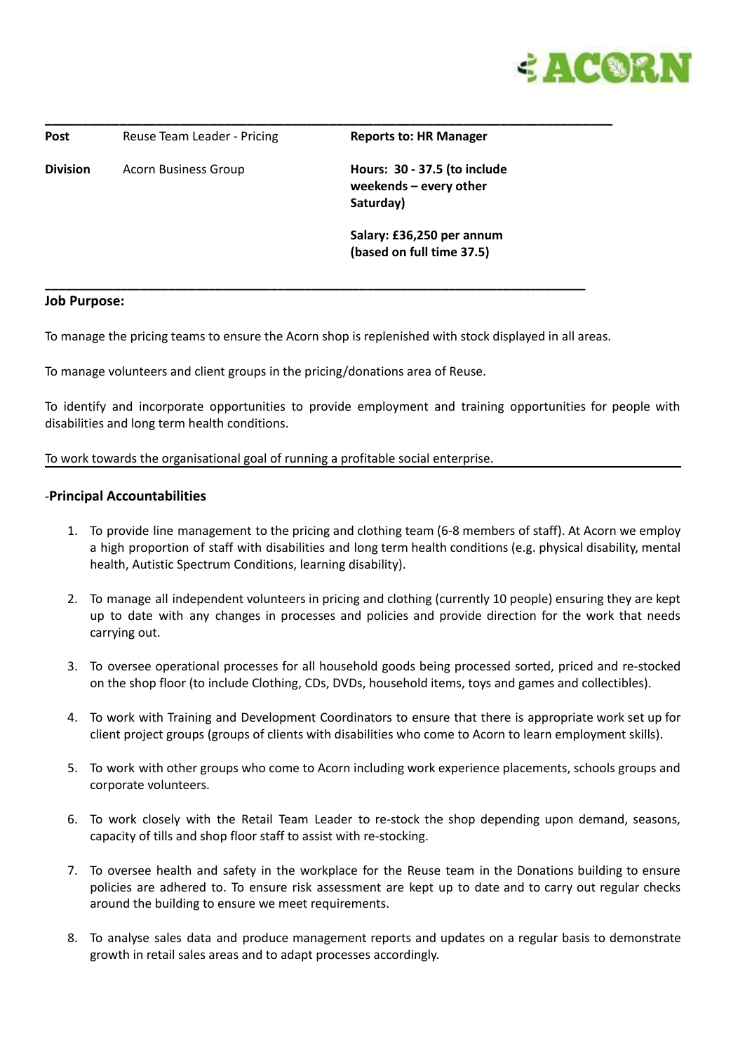| **Post** | Reuse Team Leader - Pricing | **Reports to: HR Manager** |
| --- | --- | --- |
| **Division** | Acorn Business Group | **Hours: 30 - 37.5 (to include weekends – every other Saturday)** |
| | | **Salary: £36,250 per annum (based on full time 37.5)** |

## Job Purpose:

To manage the pricing teams to ensure the Acorn shop is replenished with stock displayed in all areas.

To manage volunteers and client groups in the pricing/donations area of Reuse.

To identify and incorporate opportunities to provide employment and training opportunities for people with disabilities and long term health conditions.

To work towards the organisational goal of running a profitable social enterprise.

## -Principal Accountabilities

1. To provide line management to the pricing and clothing team (6-8 members of staff). At Acorn we employ a high proportion of staff with disabilities and long term health conditions (e.g. physical disability, mental health, Autistic Spectrum Conditions, learning disability).

2. To manage all independent volunteers in pricing and clothing (currently 10 people) ensuring they are kept up to date with any changes in processes and policies and provide direction for the work that needs carrying out.

3. To oversee operational processes for all household goods being processed sorted, priced and re-stocked on the shop floor (to include Clothing, CDs, DVDs, household items, toys and games and collectibles).

4. To work with Training and Development Coordinators to ensure that there is appropriate work set up for client project groups (groups of clients with disabilities who come to Acorn to learn employment skills).

5. To work with other groups who come to Acorn including work experience placements, schools groups and corporate volunteers.

6. To work closely with the Retail Team Leader to re-stock the shop depending upon demand, seasons, capacity of tills and shop floor staff to assist with re-stocking.

7. To oversee health and safety in the workplace for the Reuse team in the Donations building to ensure policies are adhered to. To ensure risk assessment are kept up to date and to carry out regular checks around the building to ensure we meet requirements.

8. To analyse sales data and produce management reports and updates on a regular basis to demonstrate growth in retail sales areas and to adapt processes accordingly.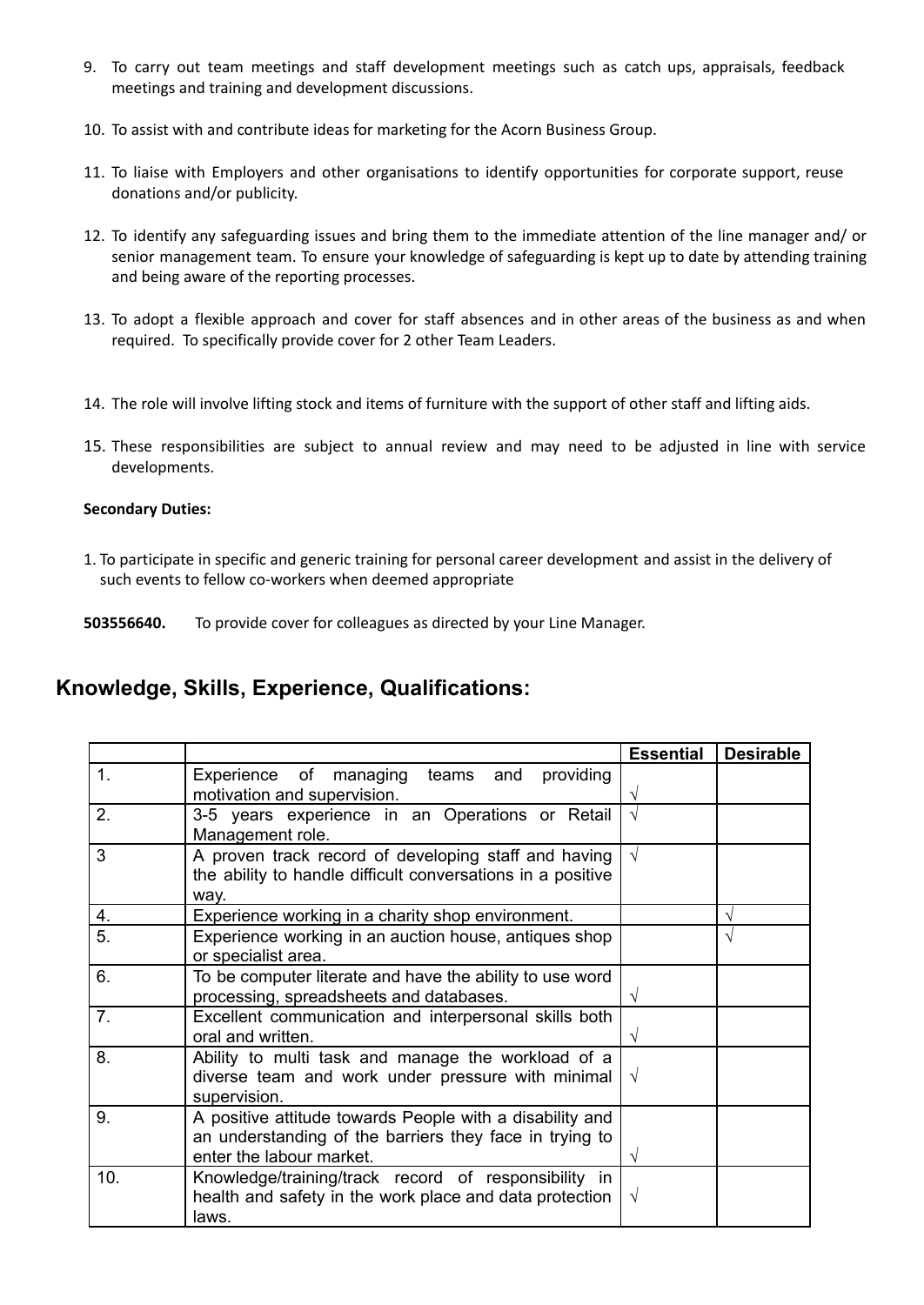9. To carry out team meetings and staff development meetings such as catch ups, appraisals, feedback meetings and training and development discussions.

10. To assist with and contribute ideas for marketing for the Acorn Business Group.

11. To liaise with Employers and other organisations to identify opportunities for corporate support, reuse donations and/or publicity.

12. To identify any safeguarding issues and bring them to the immediate attention of the line manager and/ or senior management team. To ensure your knowledge of safeguarding is kept up to date by attending training and being aware of the reporting processes.

13. To adopt a flexible approach and cover for staff absences and in other areas of the business as and when required. To specifically provide cover for 2 other Team Leaders.

14. The role will involve lifting stock and items of furniture with the support of other staff and lifting aids.

15. These responsibilities are subject to annual review and may need to be adjusted in line with service developments.

**Secondary Duties:**

1. To participate in specific and generic training for personal career development and assist in the delivery of such events to fellow co-workers when deemed appropriate

**503556640.** To provide cover for colleagues as directed by your Line Manager.

## Knowledge, Skills, Experience, Qualifications:

| | | Essential | Desirable |
|---|---|---|---|
| 1. | Experience of managing teams and providing motivation and supervision. | √ | |
| 2. | 3-5 years experience in an Operations or Retail Management role. | √ | |
| 3 | A proven track record of developing staff and having the ability to handle difficult conversations in a positive way. | √ | |
| 4. | Experience working in a charity shop environment. | | √ |
| 5. | Experience working in an auction house, antiques shop or specialist area. | | √ |
| 6. | To be computer literate and have the ability to use word processing, spreadsheets and databases. | √ | |
| 7. | Excellent communication and interpersonal skills both oral and written. | √ | |
| 8. | Ability to multi task and manage the workload of a diverse team and work under pressure with minimal supervision. | √ | |
| 9. | A positive attitude towards People with a disability and an understanding of the barriers they face in trying to enter the labour market. | √ | |
| 10. | Knowledge/training/track record of responsibility in health and safety in the work place and data protection laws. | √ | |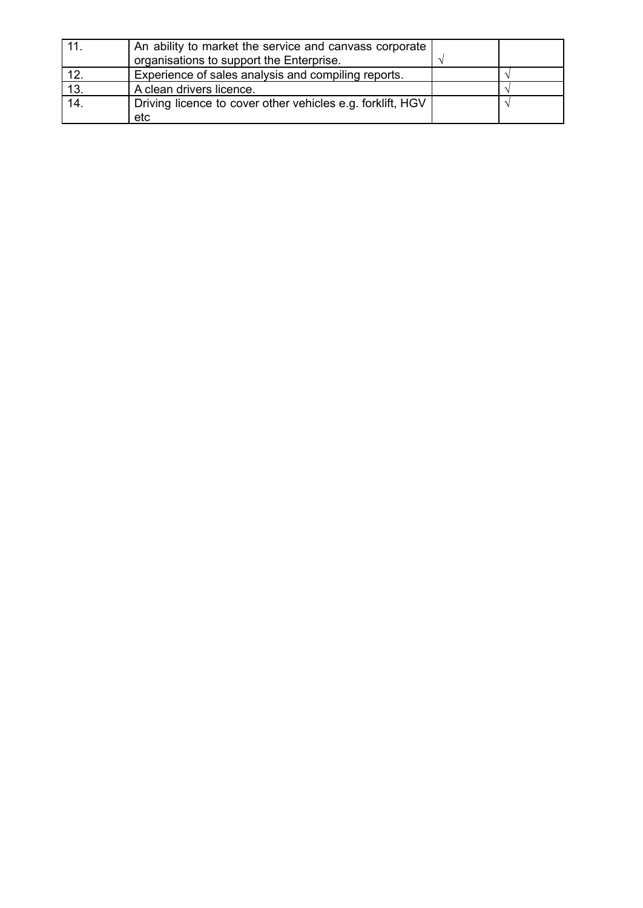| | | | |
|---|---|---|---|
| 11. | An ability to market the service and canvass corporate organisations to support the Enterprise. | √ | |
| 12. | Experience of sales analysis and compiling reports. | | √ |
| 13. | A clean drivers licence. | | √ |
| 14. | Driving licence to cover other vehicles e.g. forklift, HGV etc | | √ |